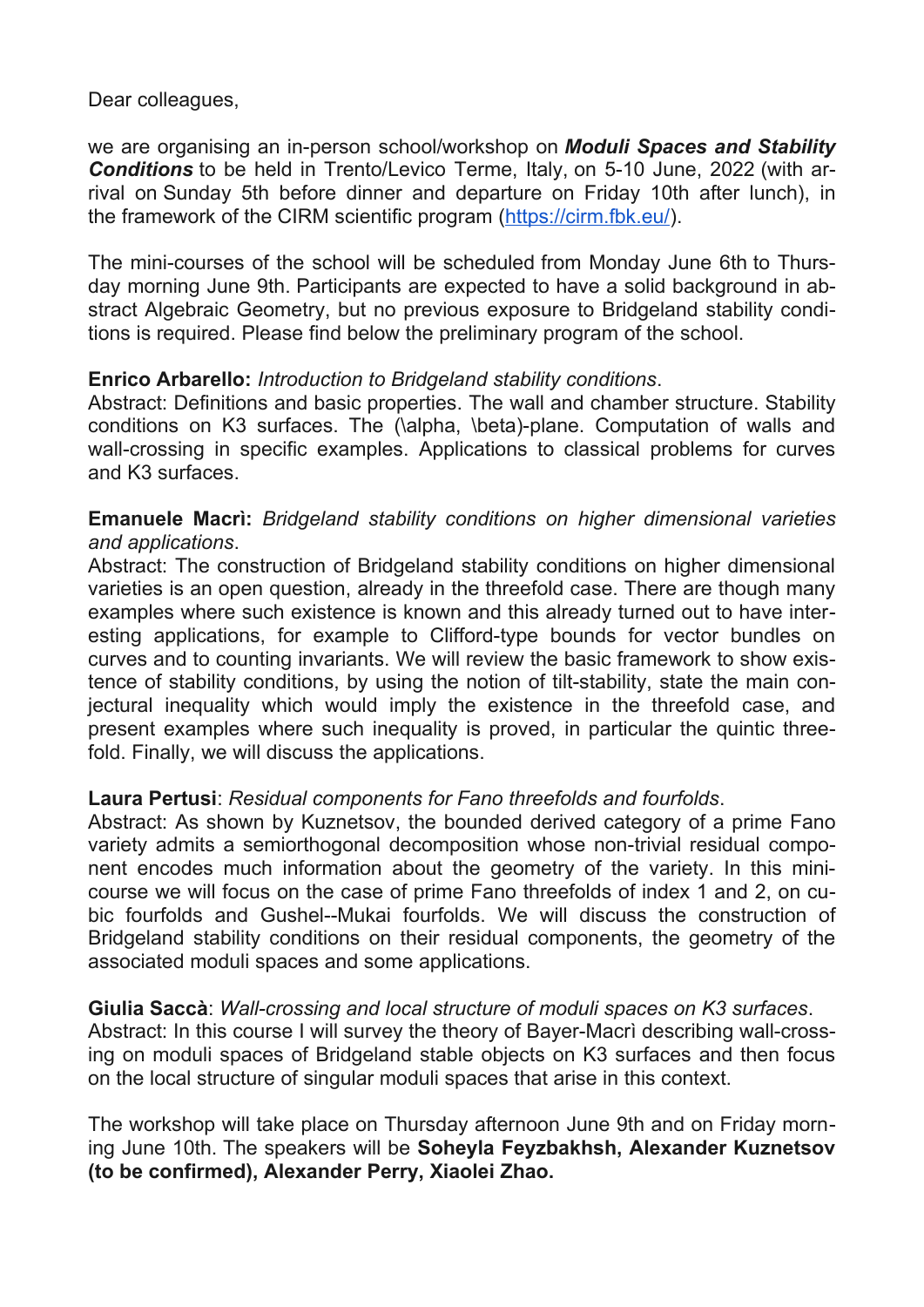Dear colleagues,

we are organising an in-person school/workshop on ***Moduli Spaces and Stability Conditions*** to be held in Trento/Levico Terme, Italy, on 5-10 June, 2022 (with arrival on Sunday 5th before dinner and departure on Friday 10th after lunch), in the framework of the CIRM scientific program (https://cirm.fbk.eu/).

The mini-courses of the school will be scheduled from Monday June 6th to Thursday morning June 9th. Participants are expected to have a solid background in abstract Algebraic Geometry, but no previous exposure to Bridgeland stability conditions is required. Please find below the preliminary program of the school.

**Enrico Arbarello:** *Introduction to Bridgeland stability conditions*.
Abstract: Definitions and basic properties. The wall and chamber structure. Stability conditions on K3 surfaces. The (\alpha, \beta)-plane. Computation of walls and wall-crossing in specific examples. Applications to classical problems for curves and K3 surfaces.

**Emanuele Macrì:** *Bridgeland stability conditions on higher dimensional varieties and applications*.
Abstract: The construction of Bridgeland stability conditions on higher dimensional varieties is an open question, already in the threefold case. There are though many examples where such existence is known and this already turned out to have interesting applications, for example to Clifford-type bounds for vector bundles on curves and to counting invariants. We will review the basic framework to show existence of stability conditions, by using the notion of tilt-stability, state the main conjectural inequality which would imply the existence in the threefold case, and present examples where such inequality is proved, in particular the quintic threefold. Finally, we will discuss the applications.

**Laura Pertusi**: *Residual components for Fano threefolds and fourfolds*.
Abstract: As shown by Kuznetsov, the bounded derived category of a prime Fano variety admits a semiorthogonal decomposition whose non-trivial residual component encodes much information about the geometry of the variety. In this mini-course we will focus on the case of prime Fano threefolds of index 1 and 2, on cubic fourfolds and Gushel--Mukai fourfolds. We will discuss the construction of Bridgeland stability conditions on their residual components, the geometry of the associated moduli spaces and some applications.

**Giulia Saccà**: *Wall-crossing and local structure of moduli spaces on K3 surfaces*.
Abstract: In this course I will survey the theory of Bayer-Macrì describing wall-crossing on moduli spaces of Bridgeland stable objects on K3 surfaces and then focus on the local structure of singular moduli spaces that arise in this context.

The workshop will take place on Thursday afternoon June 9th and on Friday morning June 10th. The speakers will be **Soheyla Feyzbakhsh, Alexander Kuznetsov (to be confirmed), Alexander Perry, Xiaolei Zhao.**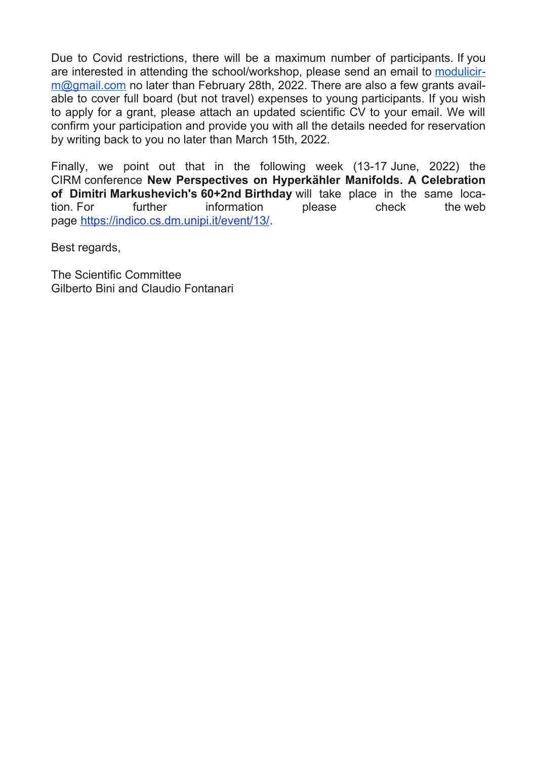Due to Covid restrictions, there will be a maximum number of participants. If you are interested in attending the school/workshop, please send an email to modulicirm@gmail.com no later than February 28th, 2022. There are also a few grants available to cover full board (but not travel) expenses to young participants. If you wish to apply for a grant, please attach an updated scientific CV to your email. We will confirm your participation and provide you with all the details needed for reservation by writing back to you no later than March 15th, 2022.

Finally, we point out that in the following week (13-17 June, 2022) the CIRM conference **New Perspectives on Hyperkähler Manifolds. A Celebration of Dimitri Markushevich's 60+2nd Birthday** will take place in the same location. For further information please check the web page https://indico.cs.dm.unipi.it/event/13/.

Best regards,

The Scientific Committee
Gilberto Bini and Claudio Fontanari